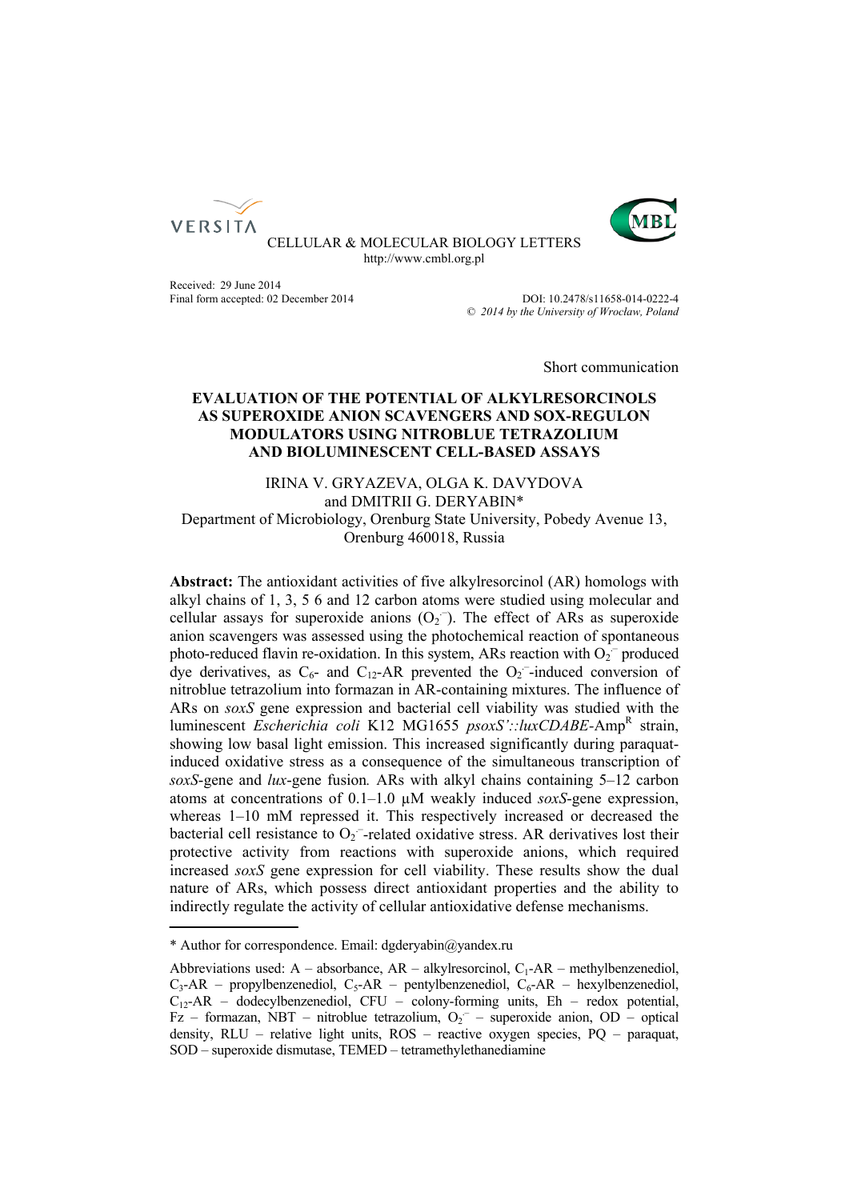VERSITA

CELLULAR & MOLECULAR BIOLOGY LETTERS
http://www.cmbl.org.pl

Received: 29 June 2014
Final form accepted: 02 December 2014

DOI: 10.2478/s11658-014-0222-4
© *2014 by the University of Wrocław, Poland*

Short communication

# EVALUATION OF THE POTENTIAL OF ALKYLRESORCINOLS AS SUPEROXIDE ANION SCAVENGERS AND SOX-REGULON MODULATORS USING NITROBLUE TETRAZOLIUM AND BIOLUMINESCENT CELL-BASED ASSAYS

IRINA V. GRYAZEVA, OLGA K. DAVYDOVA and DMITRII G. DERYABIN*
Department of Microbiology, Orenburg State University, Pobedy Avenue 13, Orenburg 460018, Russia

**Abstract:** The antioxidant activities of five alkylresorcinol (AR) homologs with alkyl chains of 1, 3, 5 6 and 12 carbon atoms were studied using molecular and cellular assays for superoxide anions ($O_2^{-}$). The effect of ARs as superoxide anion scavengers was assessed using the photochemical reaction of spontaneous photo-reduced flavin re-oxidation. In this system, ARs reaction with $O_2^{-}$ produced dye derivatives, as $C_6$- and $C_{12}$-AR prevented the $O_2^{-}$-induced conversion of nitroblue tetrazolium into formazan in AR-containing mixtures. The influence of ARs on *soxS* gene expression and bacterial cell viability was studied with the luminescent *Escherichia coli* K12 MG1655 *psoxS'::luxCDABE*-Amp$^R$ strain, showing low basal light emission. This increased significantly during paraquat-induced oxidative stress as a consequence of the simultaneous transcription of *soxS*-gene and *lux*-gene fusion*.* ARs with alkyl chains containing 5–12 carbon atoms at concentrations of 0.1–1.0 μM weakly induced *soxS*-gene expression, whereas 1–10 mM repressed it. This respectively increased or decreased the bacterial cell resistance to $O_2^{-}$-related oxidative stress. AR derivatives lost their protective activity from reactions with superoxide anions, which required increased *soxS* gene expression for cell viability. These results show the dual nature of ARs, which possess direct antioxidant properties and the ability to indirectly regulate the activity of cellular antioxidative defense mechanisms.

---

\* Author for correspondence. Email: dgderyabin@yandex.ru

Abbreviations used: A – absorbance, AR – alkylresorcinol, $C_1$-AR – methylbenzenediol, $C_3$-AR – propylbenzenediol, $C_5$-AR – pentylbenzenediol, $C_6$-AR – hexylbenzenediol, $C_{12}$-AR – dodecylbenzenediol, CFU – colony-forming units, Eh – redox potential, Fz – formazan, NBT – nitroblue tetrazolium, $O_2^{-}$ – superoxide anion, OD – optical density, RLU – relative light units, ROS – reactive oxygen species, PQ – paraquat, SOD – superoxide dismutase, TEMED – tetramethylethanediamine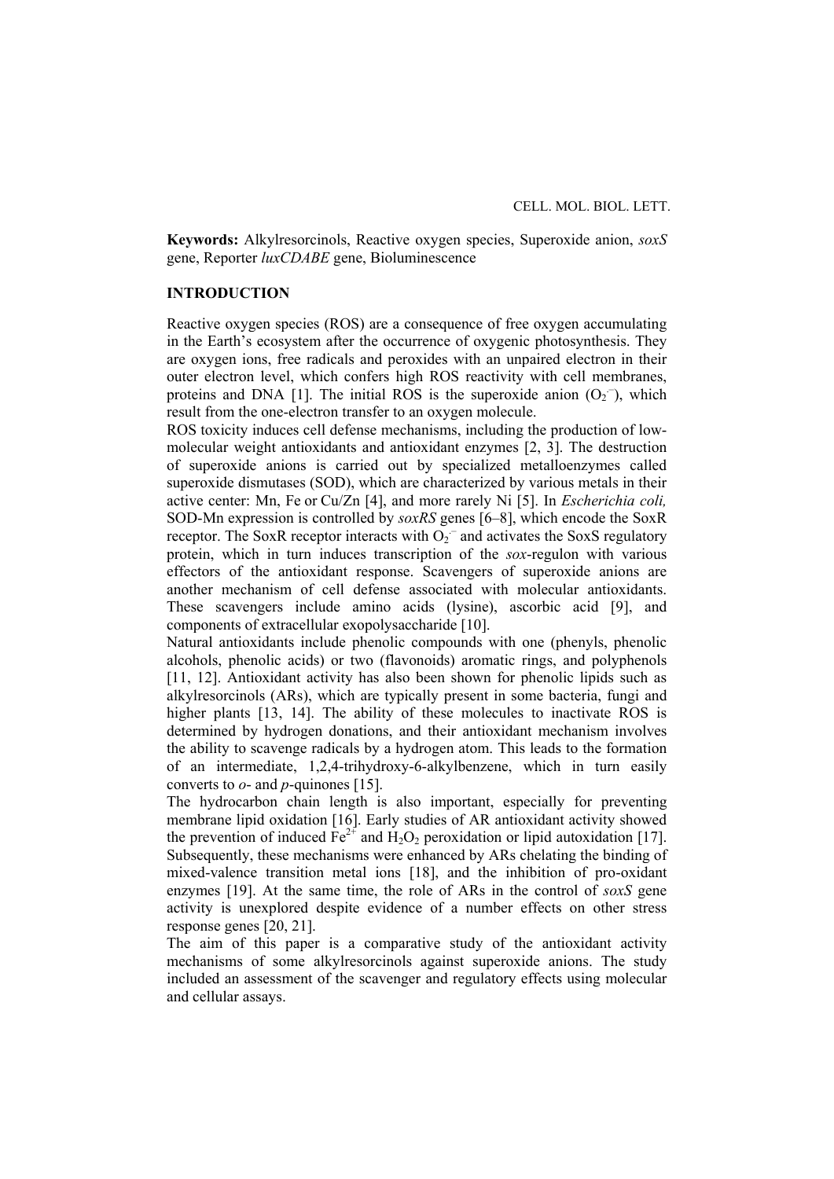**Keywords:** Alkylresorcinols, Reactive oxygen species, Superoxide anion, *soxS* gene, Reporter *luxCDABE* gene, Bioluminescence

## INTRODUCTION

Reactive oxygen species (ROS) are a consequence of free oxygen accumulating in the Earth's ecosystem after the occurrence of oxygenic photosynthesis. They are oxygen ions, free radicals and peroxides with an unpaired electron in their outer electron level, which confers high ROS reactivity with cell membranes, proteins and DNA [1]. The initial ROS is the superoxide anion ($O_2^{\cdot-}$), which result from the one-electron transfer to an oxygen molecule.

ROS toxicity induces cell defense mechanisms, including the production of low-molecular weight antioxidants and antioxidant enzymes [2, 3]. The destruction of superoxide anions is carried out by specialized metalloenzymes called superoxide dismutases (SOD), which are characterized by various metals in their active center: Mn, Fe or Cu/Zn [4], and more rarely Ni [5]. In *Escherichia coli,* SOD-Mn expression is controlled by *soxRS* genes [6–8], which encode the SoxR receptor. The SoxR receptor interacts with $O_2^{\cdot-}$ and activates the SoxS regulatory protein, which in turn induces transcription of the *sox*-regulon with various effectors of the antioxidant response. Scavengers of superoxide anions are another mechanism of cell defense associated with molecular antioxidants. These scavengers include amino acids (lysine), ascorbic acid [9], and components of extracellular exopolysaccharide [10].

Natural antioxidants include phenolic compounds with one (phenyls, phenolic alcohols, phenolic acids) or two (flavonoids) aromatic rings, and polyphenols [11, 12]. Antioxidant activity has also been shown for phenolic lipids such as alkylresorcinols (ARs), which are typically present in some bacteria, fungi and higher plants [13, 14]. The ability of these molecules to inactivate ROS is determined by hydrogen donations, and their antioxidant mechanism involves the ability to scavenge radicals by a hydrogen atom. This leads to the formation of an intermediate, 1,2,4-trihydroxy-6-alkylbenzene, which in turn easily converts to *o*- and *p*-quinones [15].

The hydrocarbon chain length is also important, especially for preventing membrane lipid oxidation [16]. Early studies of AR antioxidant activity showed the prevention of induced $Fe^{2+}$ and $H_2O_2$ peroxidation or lipid autoxidation [17]. Subsequently, these mechanisms were enhanced by ARs chelating the binding of mixed-valence transition metal ions [18], and the inhibition of pro-oxidant enzymes [19]. At the same time, the role of ARs in the control of *soxS* gene activity is unexplored despite evidence of a number effects on other stress response genes [20, 21].

The aim of this paper is a comparative study of the antioxidant activity mechanisms of some alkylresorcinols against superoxide anions. The study included an assessment of the scavenger and regulatory effects using molecular and cellular assays.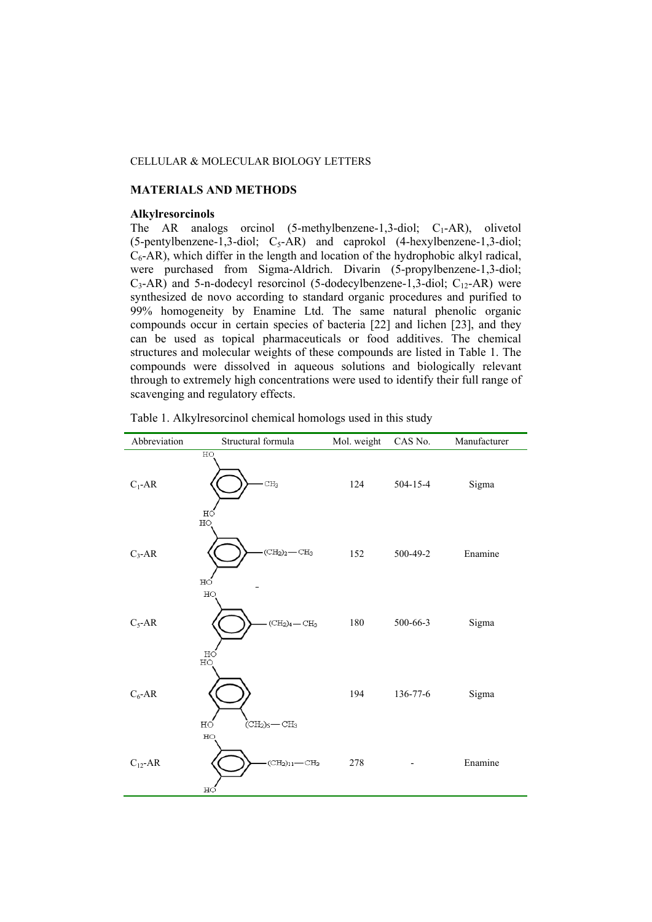## MATERIALS AND METHODS

### Alkylresorcinols

The AR analogs orcinol (5-methylbenzene-1,3-diol; $C_1$-AR), olivetol (5-pentylbenzene-1,3-diol; $C_5$-AR) and caprokol (4-hexylbenzene-1,3-diol; $C_6$-AR), which differ in the length and location of the hydrophobic alkyl radical, were purchased from Sigma-Aldrich. Divarin (5-propylbenzene-1,3-diol; $C_3$-AR) and 5-n-dodecyl resorcinol (5-dodecylbenzene-1,3-diol; $C_{12}$-AR) were synthesized de novo according to standard organic procedures and purified to 99% homogeneity by Enamine Ltd. The same natural phenolic organic compounds occur in certain species of bacteria [22] and lichen [23], and they can be used as topical pharmaceuticals or food additives. The chemical structures and molecular weights of these compounds are listed in Table 1. The compounds were dissolved in aqueous solutions and biologically relevant through to extremely high concentrations were used to identify their full range of scavenging and regulatory effects.

Table 1. Alkylresorcinol chemical homologs used in this study

| Abbreviation | Structural formula | Mol. weight | CAS No. | Manufacturer |
|---|---|---|---|---|
| $C_1$-AR | HO, HO, $CH_3$ | 124 | 504-15-4 | Sigma |
| $C_3$-AR | HO, HO, $(CH_2)_2—CH_3$ | 152 | 500-49-2 | Enamine |
| $C_5$-AR | HO, HO, $(CH_2)_4—CH_3$ | 180 | 500-66-3 | Sigma |
| $C_6$-AR | HO, HO, $(CH_2)_5—CH_3$ | 194 | 136-77-6 | Sigma |
| $C_{12}$-AR | HO, HO, $(CH_2)_{11}—CH_3$ | 278 | - | Enamine |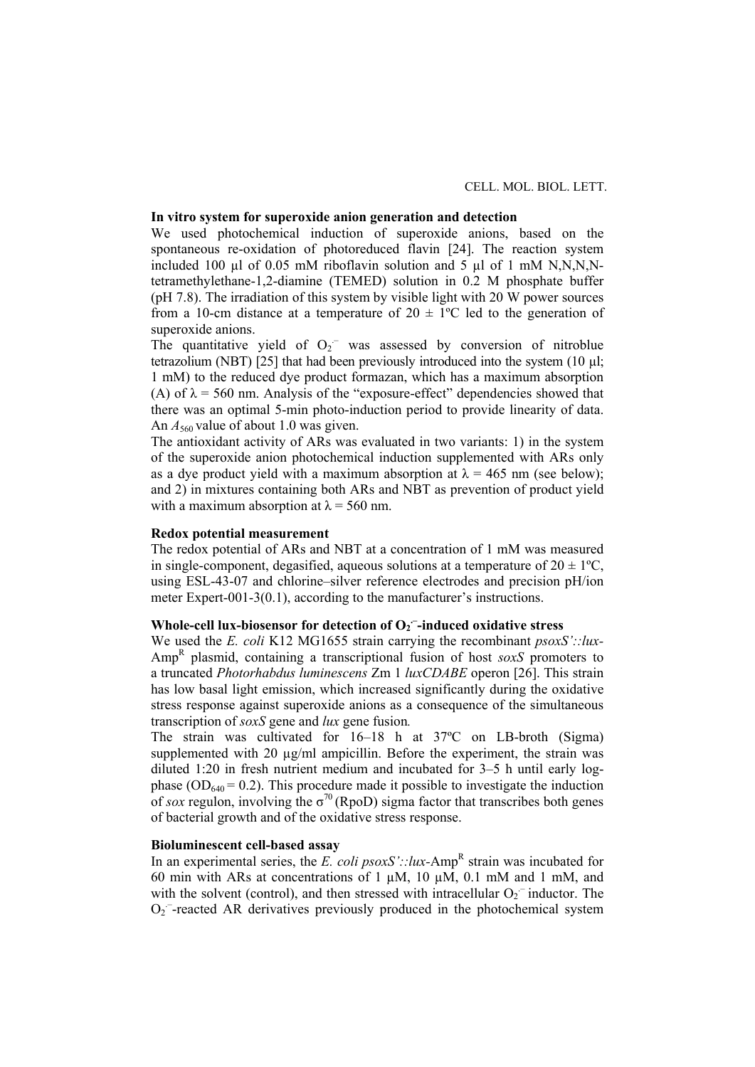**In vitro system for superoxide anion generation and detection**

We used photochemical induction of superoxide anions, based on the spontaneous re-oxidation of photoreduced flavin [24]. The reaction system included 100 µl of 0.05 mM riboflavin solution and 5 µl of 1 mM N,N,N,N-tetramethylethane-1,2-diamine (TEMED) solution in 0.2 M phosphate buffer (pH 7.8). The irradiation of this system by visible light with 20 W power sources from a 10-cm distance at a temperature of 20 ± 1ºC led to the generation of superoxide anions.

The quantitative yield of $O_2^{\cdot -}$ was assessed by conversion of nitroblue tetrazolium (NBT) [25] that had been previously introduced into the system (10 µl; 1 mM) to the reduced dye product formazan, which has a maximum absorption (A) of λ = 560 nm. Analysis of the "exposure-effect" dependencies showed that there was an optimal 5-min photo-induction period to provide linearity of data. An $A_{560}$ value of about 1.0 was given.

The antioxidant activity of ARs was evaluated in two variants: 1) in the system of the superoxide anion photochemical induction supplemented with ARs only as a dye product yield with a maximum absorption at λ = 465 nm (see below); and 2) in mixtures containing both ARs and NBT as prevention of product yield with a maximum absorption at λ = 560 nm.

**Redox potential measurement**

The redox potential of ARs and NBT at a concentration of 1 mM was measured in single-component, degasified, aqueous solutions at a temperature of 20 ± 1ºC, using ESL-43-07 and chlorine–silver reference electrodes and precision pH/ion meter Expert-001-3(0.1), according to the manufacturer's instructions.

**Whole-cell lux-biosensor for detection of $O_2^{\cdot -}$-induced oxidative stress**

We used the *E. coli* K12 MG1655 strain carrying the recombinant *psoxS'::lux*-Amp$^R$ plasmid, containing a transcriptional fusion of host *soxS* promoters to a truncated *Photorhabdus luminescens* Zm 1 *luxCDABE* operon [26]. This strain has low basal light emission, which increased significantly during the oxidative stress response against superoxide anions as a consequence of the simultaneous transcription of *soxS* gene and *lux* gene fusion.

The strain was cultivated for 16–18 h at 37ºC on LB-broth (Sigma) supplemented with 20 µg/ml ampicillin. Before the experiment, the strain was diluted 1:20 in fresh nutrient medium and incubated for 3–5 h until early log-phase ($OD_{640}$ = 0.2). This procedure made it possible to investigate the induction of *sox* regulon, involving the $\sigma^{70}$ (RpoD) sigma factor that transcribes both genes of bacterial growth and of the oxidative stress response.

**Bioluminescent cell-based assay**

In an experimental series, the *E. coli psoxS'::lux*-Amp$^R$ strain was incubated for 60 min with ARs at concentrations of 1 µM, 10 µM, 0.1 mM and 1 mM, and with the solvent (control), and then stressed with intracellular $O_2^{\cdot -}$ inductor. The $O_2^{\cdot -}$-reacted AR derivatives previously produced in the photochemical system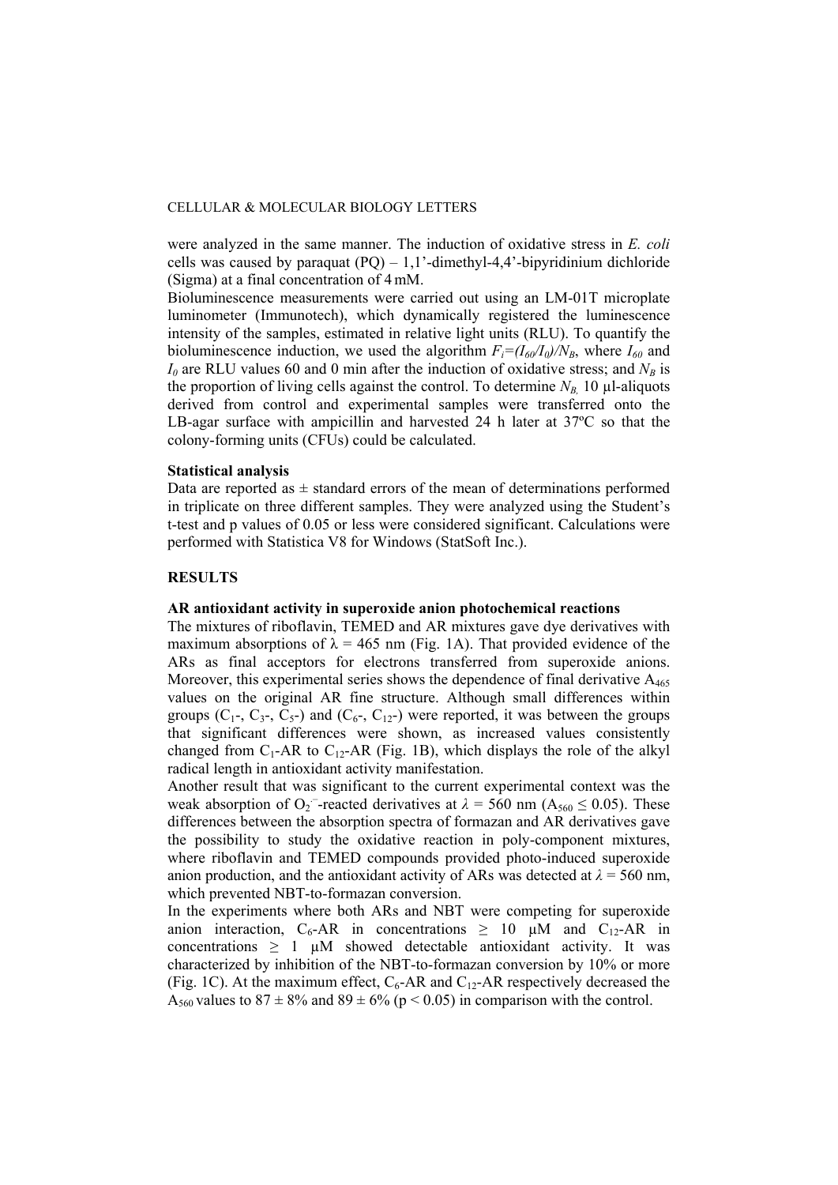were analyzed in the same manner. The induction of oxidative stress in *E. coli* cells was caused by paraquat (PQ) – 1,1'-dimethyl-4,4'-bipyridinium dichloride (Sigma) at a final concentration of 4 mM.

Bioluminescence measurements were carried out using an LM-01T microplate luminometer (Immunotech), which dynamically registered the luminescence intensity of the samples, estimated in relative light units (RLU). To quantify the bioluminescence induction, we used the algorithm $F_i=(I_{60}/I_0)/N_B$, where $I_{60}$ and $I_0$ are RLU values 60 and 0 min after the induction of oxidative stress; and $N_B$ is the proportion of living cells against the control. To determine $N_B$, 10 μl-aliquots derived from control and experimental samples were transferred onto the LB-agar surface with ampicillin and harvested 24 h later at 37ºC so that the colony-forming units (CFUs) could be calculated.

### Statistical analysis

Data are reported as ± standard errors of the mean of determinations performed in triplicate on three different samples. They were analyzed using the Student's t-test and p values of 0.05 or less were considered significant. Calculations were performed with Statistica V8 for Windows (StatSoft Inc.).

## RESULTS

### AR antioxidant activity in superoxide anion photochemical reactions

The mixtures of riboflavin, TEMED and AR mixtures gave dye derivatives with maximum absorptions of $\lambda = 465$ nm (Fig. 1A). That provided evidence of the ARs as final acceptors for electrons transferred from superoxide anions. Moreover, this experimental series shows the dependence of final derivative $A_{465}$ values on the original AR fine structure. Although small differences within groups ($C_1$-, $C_3$-, $C_5$-) and ($C_6$-, $C_{12}$-) were reported, it was between the groups that significant differences were shown, as increased values consistently changed from $C_1$-AR to $C_{12}$-AR (Fig. 1B), which displays the role of the alkyl radical length in antioxidant activity manifestation.

Another result that was significant to the current experimental context was the weak absorption of $O_2^{\cdot-}$-reacted derivatives at $\lambda = 560$ nm ($A_{560} \leq 0.05$). These differences between the absorption spectra of formazan and AR derivatives gave the possibility to study the oxidative reaction in poly-component mixtures, where riboflavin and TEMED compounds provided photo-induced superoxide anion production, and the antioxidant activity of ARs was detected at $\lambda = 560$ nm, which prevented NBT-to-formazan conversion.

In the experiments where both ARs and NBT were competing for superoxide anion interaction, $C_6$-AR in concentrations $\geq 10$ μM and $C_{12}$-AR in concentrations $\geq 1$ μM showed detectable antioxidant activity. It was characterized by inhibition of the NBT-to-formazan conversion by 10% or more (Fig. 1C). At the maximum effect, $C_6$-AR and $C_{12}$-AR respectively decreased the $A_{560}$ values to $87 \pm 8\%$ and $89 \pm 6\%$ ($p < 0.05$) in comparison with the control.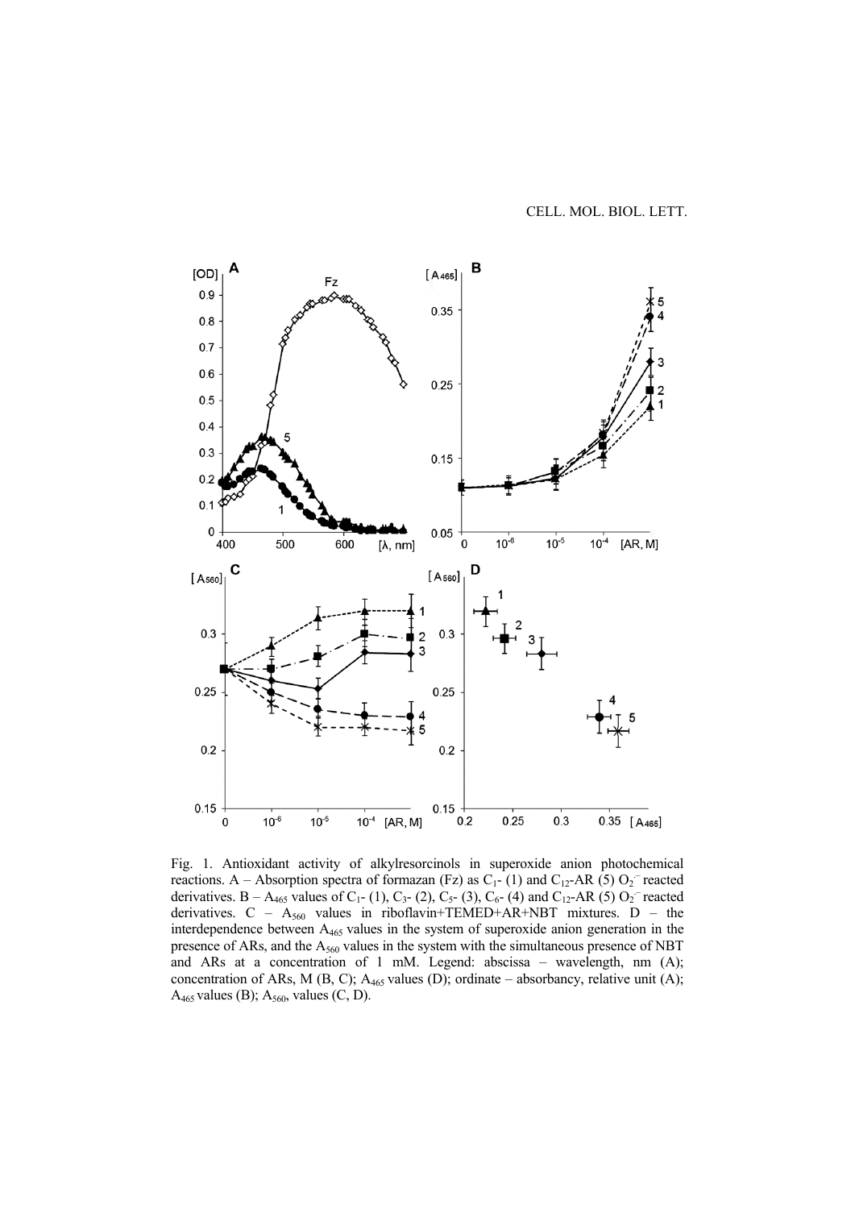Fig. 1. Antioxidant activity of alkylresorcinols in superoxide anion photochemical reactions. A – Absorption spectra of formazan (Fz) as $C_1$- (1) and $C_{12}$-AR (5) $O_2^{\cdot-}$ reacted derivatives. B – $A_{465}$ values of $C_1$- (1), $C_3$- (2), $C_5$- (3), $C_6$- (4) and $C_{12}$-AR (5) $O_2^{\cdot-}$ reacted derivatives. C – $A_{560}$ values in riboflavin+TEMED+AR+NBT mixtures. D – the interdependence between $A_{465}$ values in the system of superoxide anion generation in the presence of ARs, and the $A_{560}$ values in the system with the simultaneous presence of NBT and ARs at a concentration of 1 mM. Legend: abscissa – wavelength, nm (A); concentration of ARs, M (B, C); $A_{465}$ values (D); ordinate – absorbancy, relative unit (A); $A_{465}$ values (B); $A_{560}$, values (C, D).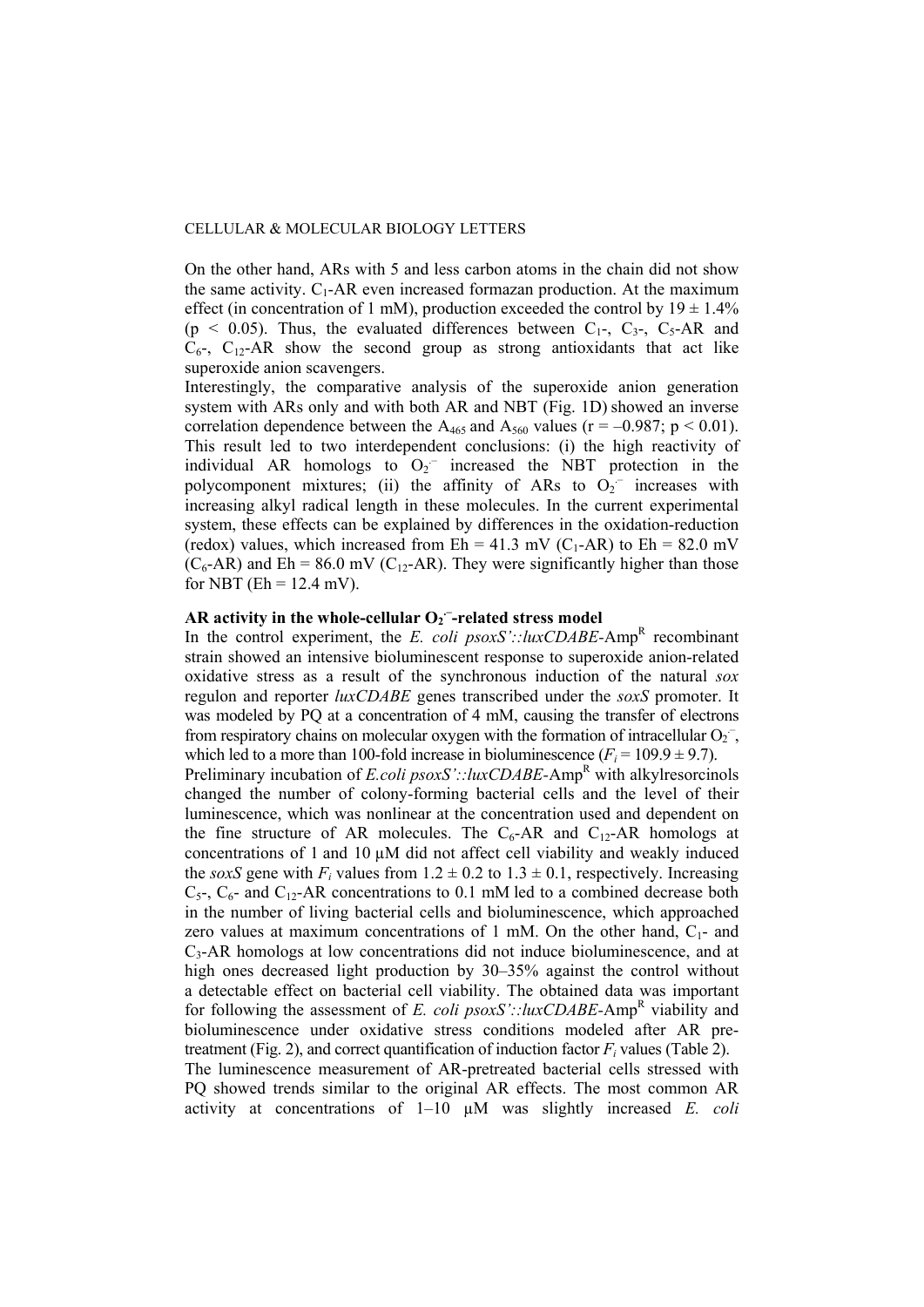On the other hand, ARs with 5 and less carbon atoms in the chain did not show the same activity. $C_1$-AR even increased formazan production. At the maximum effect (in concentration of 1 mM), production exceeded the control by $19 \pm 1.4\%$ ($p < 0.05$). Thus, the evaluated differences between $C_1$-, $C_3$-, $C_5$-AR and $C_6$-, $C_{12}$-AR show the second group as strong antioxidants that act like superoxide anion scavengers.

Interestingly, the comparative analysis of the superoxide anion generation system with ARs only and with both AR and NBT (Fig. 1D) showed an inverse correlation dependence between the $A_{465}$ and $A_{560}$ values ($r = -0.987$; $p < 0.01$). This result led to two interdependent conclusions: (i) the high reactivity of individual AR homologs to $O_2^{\cdot-}$ increased the NBT protection in the polycomponent mixtures; (ii) the affinity of ARs to $O_2^{\cdot-}$ increases with increasing alkyl radical length in these molecules. In the current experimental system, these effects can be explained by differences in the oxidation-reduction (redox) values, which increased from Eh = 41.3 mV ($C_1$-AR) to Eh = 82.0 mV ($C_6$-AR) and Eh = 86.0 mV ($C_{12}$-AR). They were significantly higher than those for NBT (Eh = 12.4 mV).

**AR activity in the whole-cellular $O_2^{\cdot-}$-related stress model**

In the control experiment, the *E. coli psoxS'::luxCDABE*-Amp$^R$ recombinant strain showed an intensive bioluminescent response to superoxide anion-related oxidative stress as a result of the synchronous induction of the natural *sox* regulon and reporter *luxCDABE* genes transcribed under the *soxS* promoter. It was modeled by PQ at a concentration of 4 mM, causing the transfer of electrons from respiratory chains on molecular oxygen with the formation of intracellular $O_2^{\cdot-}$, which led to a more than 100-fold increase in bioluminescence ($F_i = 109.9 \pm 9.7$).

Preliminary incubation of *E.coli psoxS'::luxCDABE*-Amp$^R$ with alkylresorcinols changed the number of colony-forming bacterial cells and the level of their luminescence, which was nonlinear at the concentration used and dependent on the fine structure of AR molecules. The $C_6$-AR and $C_{12}$-AR homologs at concentrations of 1 and 10 μM did not affect cell viability and weakly induced the *soxS* gene with $F_i$ values from $1.2 \pm 0.2$ to $1.3 \pm 0.1$, respectively. Increasing $C_5$-, $C_6$- and $C_{12}$-AR concentrations to 0.1 mM led to a combined decrease both in the number of living bacterial cells and bioluminescence, which approached zero values at maximum concentrations of 1 mM. On the other hand, $C_1$- and $C_3$-AR homologs at low concentrations did not induce bioluminescence, and at high ones decreased light production by 30–35% against the control without a detectable effect on bacterial cell viability. The obtained data was important for following the assessment of *E. coli psoxS'::luxCDABE*-Amp$^R$ viability and bioluminescence under oxidative stress conditions modeled after AR pre-treatment (Fig. 2), and correct quantification of induction factor $F_i$ values (Table 2).

The luminescence measurement of AR-pretreated bacterial cells stressed with PQ showed trends similar to the original AR effects. The most common AR activity at concentrations of 1–10 μM was slightly increased *E. coli*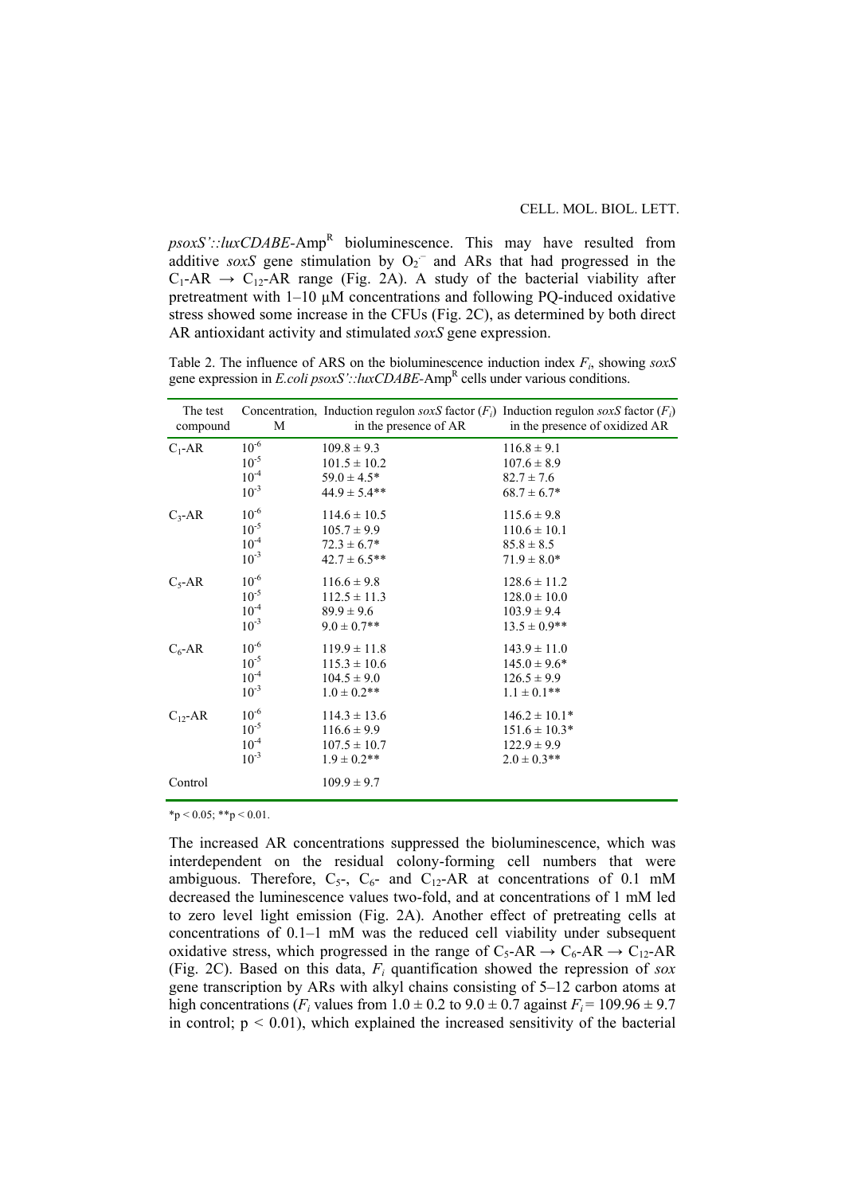*psoxS'::luxCDABE*-Amp[R] bioluminescence. This may have resulted from additive *soxS* gene stimulation by $O_2^{·-}$ and ARs that had progressed in the $C_1$-AR → $C_{12}$-AR range (Fig. 2A). A study of the bacterial viability after pretreatment with 1–10 µM concentrations and following PQ-induced oxidative stress showed some increase in the CFUs (Fig. 2C), as determined by both direct AR antioxidant activity and stimulated *soxS* gene expression.

Table 2. The influence of ARS on the bioluminescence induction index $F_i$, showing *soxS* gene expression in *E.coli psoxS'::luxCDABE*-Amp[R] cells under various conditions.

| The test compound | Concentration, M | Induction regulon *soxS* factor ($F_i$) in the presence of AR | Induction regulon *soxS* factor ($F_i$) in the presence of oxidized AR |
|---|---|---|---|
| $C_1$-AR | $10^{-6}$ | 109.8 ± 9.3 | 116.8 ± 9.1 |
| | $10^{-5}$ | 101.5 ± 10.2 | 107.6 ± 8.9 |
| | $10^{-4}$ | 59.0 ± 4.5* | 82.7 ± 7.6 |
| | $10^{-3}$ | 44.9 ± 5.4** | 68.7 ± 6.7* |
| $C_3$-AR | $10^{-6}$ | 114.6 ± 10.5 | 115.6 ± 9.8 |
| | $10^{-5}$ | 105.7 ± 9.9 | 110.6 ± 10.1 |
| | $10^{-4}$ | 72.3 ± 6.7* | 85.8 ± 8.5 |
| | $10^{-3}$ | 42.7 ± 6.5** | 71.9 ± 8.0* |
| $C_5$-AR | $10^{-6}$ | 116.6 ± 9.8 | 128.6 ± 11.2 |
| | $10^{-5}$ | 112.5 ± 11.3 | 128.0 ± 10.0 |
| | $10^{-4}$ | 89.9 ± 9.6 | 103.9 ± 9.4 |
| | $10^{-3}$ | 9.0 ± 0.7** | 13.5 ± 0.9** |
| $C_6$-AR | $10^{-6}$ | 119.9 ± 11.8 | 143.9 ± 11.0 |
| | $10^{-5}$ | 115.3 ± 10.6 | 145.0 ± 9.6* |
| | $10^{-4}$ | 104.5 ± 9.0 | 126.5 ± 9.9 |
| | $10^{-3}$ | 1.0 ± 0.2** | 1.1 ± 0.1** |
| $C_{12}$-AR | $10^{-6}$ | 114.3 ± 13.6 | 146.2 ± 10.1* |
| | $10^{-5}$ | 116.6 ± 9.9 | 151.6 ± 10.3* |
| | $10^{-4}$ | 107.5 ± 10.7 | 122.9 ± 9.9 |
| | $10^{-3}$ | 1.9 ± 0.2** | 2.0 ± 0.3** |
| Control | | 109.9 ± 9.7 | |

*$p < 0.05$; **$p < 0.01$.

The increased AR concentrations suppressed the bioluminescence, which was interdependent on the residual colony-forming cell numbers that were ambiguous. Therefore, $C_5$-, $C_6$- and $C_{12}$-AR at concentrations of 0.1 mM decreased the luminescence values two-fold, and at concentrations of 1 mM led to zero level light emission (Fig. 2A). Another effect of pretreating cells at concentrations of 0.1–1 mM was the reduced cell viability under subsequent oxidative stress, which progressed in the range of $C_5$-AR → $C_6$-AR → $C_{12}$-AR (Fig. 2C). Based on this data, $F_i$ quantification showed the repression of *sox* gene transcription by ARs with alkyl chains consisting of 5–12 carbon atoms at high concentrations ($F_i$ values from 1.0 ± 0.2 to 9.0 ± 0.7 against $F_i$ = 109.96 ± 9.7 in control; $p < 0.01$), which explained the increased sensitivity of the bacterial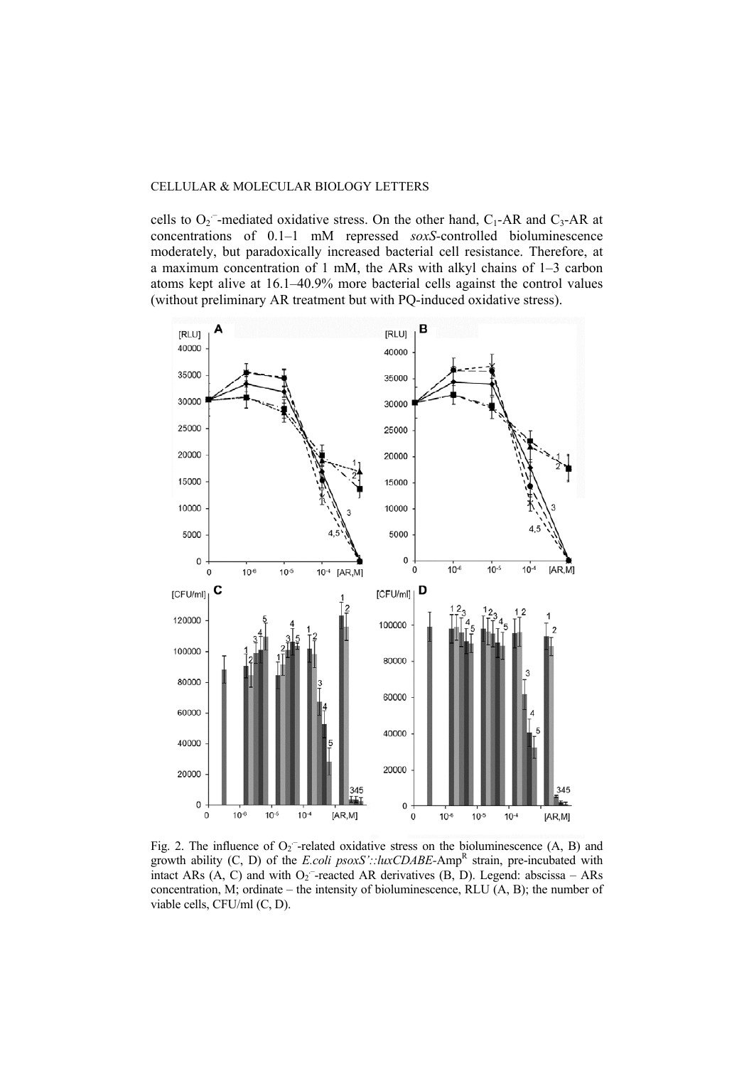cells to $O_2^{\cdot-}$-mediated oxidative stress. On the other hand, $C_1$-AR and $C_3$-AR at concentrations of 0.1–1 mM repressed *soxS*-controlled bioluminescence moderately, but paradoxically increased bacterial cell resistance. Therefore, at a maximum concentration of 1 mM, the ARs with alkyl chains of 1–3 carbon atoms kept alive at 16.1–40.9% more bacterial cells against the control values (without preliminary AR treatment but with PQ-induced oxidative stress).

Fig. 2. The influence of $O_2^{\cdot-}$-related oxidative stress on the bioluminescence (A, B) and growth ability (C, D) of the *E.coli psoxS'::luxCDABE*-Amp$^R$ strain, pre-incubated with intact ARs (A, C) and with $O_2^{\cdot-}$-reacted AR derivatives (B, D). Legend: abscissa – ARs concentration, M; ordinate – the intensity of bioluminescence, RLU (A, B); the number of viable cells, CFU/ml (C, D).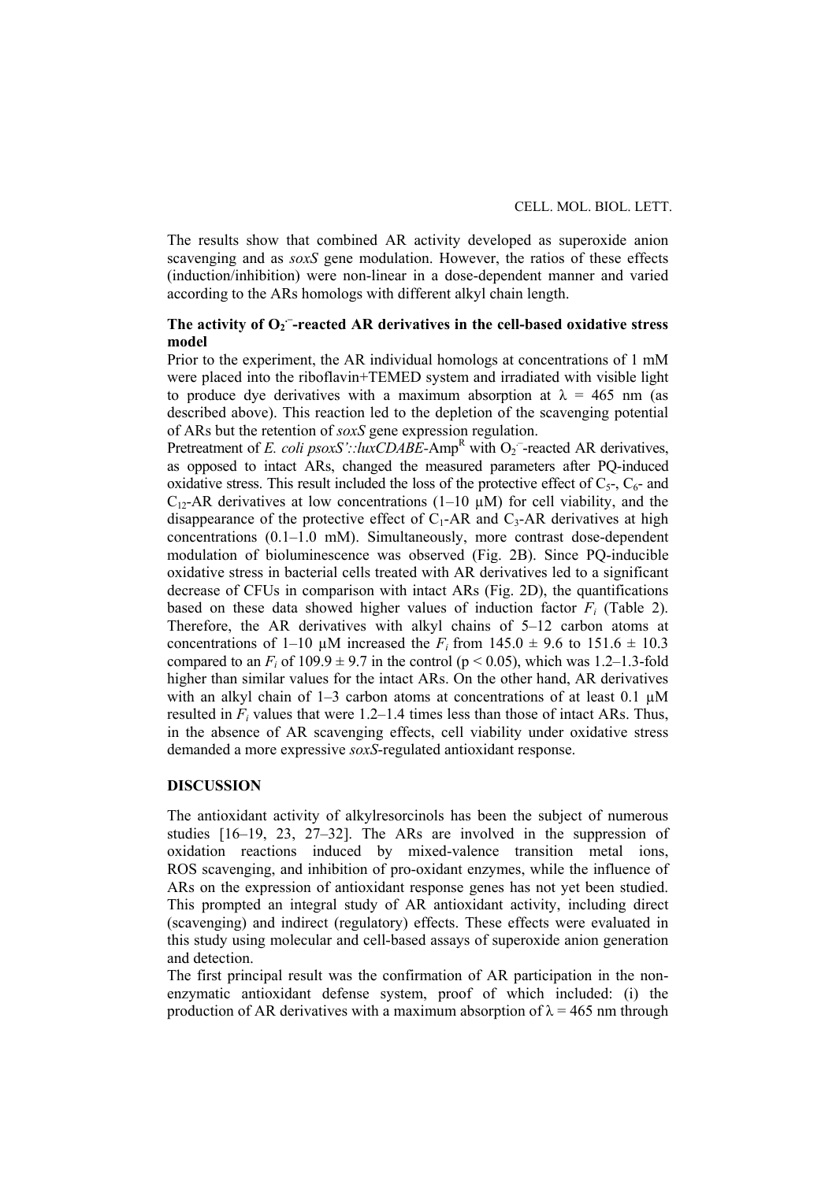The results show that combined AR activity developed as superoxide anion scavenging and as *soxS* gene modulation. However, the ratios of these effects (induction/inhibition) were non-linear in a dose-dependent manner and varied according to the ARs homologs with different alkyl chain length.

**The activity of $O_2^{\cdot-}$-reacted AR derivatives in the cell-based oxidative stress model**

Prior to the experiment, the AR individual homologs at concentrations of 1 mM were placed into the riboflavin+TEMED system and irradiated with visible light to produce dye derivatives with a maximum absorption at $\lambda$ = 465 nm (as described above). This reaction led to the depletion of the scavenging potential of ARs but the retention of *soxS* gene expression regulation.

Pretreatment of *E. coli psoxS'::luxCDABE*-$Amp^R$ with $O_2^{\cdot-}$-reacted AR derivatives, as opposed to intact ARs, changed the measured parameters after PQ-induced oxidative stress. This result included the loss of the protective effect of $C_5$-, $C_6$- and $C_{12}$-AR derivatives at low concentrations (1–10 μM) for cell viability, and the disappearance of the protective effect of $C_1$-AR and $C_3$-AR derivatives at high concentrations (0.1–1.0 mM). Simultaneously, more contrast dose-dependent modulation of bioluminescence was observed (Fig. 2B). Since PQ-inducible oxidative stress in bacterial cells treated with AR derivatives led to a significant decrease of CFUs in comparison with intact ARs (Fig. 2D), the quantifications based on these data showed higher values of induction factor $F_i$ (Table 2). Therefore, the AR derivatives with alkyl chains of 5–12 carbon atoms at concentrations of 1–10 μM increased the $F_i$ from 145.0 ± 9.6 to 151.6 ± 10.3 compared to an $F_i$ of 109.9 ± 9.7 in the control ($p < 0.05$), which was 1.2–1.3-fold higher than similar values for the intact ARs. On the other hand, AR derivatives with an alkyl chain of 1–3 carbon atoms at concentrations of at least 0.1 μM resulted in $F_i$ values that were 1.2–1.4 times less than those of intact ARs. Thus, in the absence of AR scavenging effects, cell viability under oxidative stress demanded a more expressive *soxS*-regulated antioxidant response.

## DISCUSSION

The antioxidant activity of alkylresorcinols has been the subject of numerous studies [16–19, 23, 27–32]. The ARs are involved in the suppression of oxidation reactions induced by mixed-valence transition metal ions, ROS scavenging, and inhibition of pro-oxidant enzymes, while the influence of ARs on the expression of antioxidant response genes has not yet been studied. This prompted an integral study of AR antioxidant activity, including direct (scavenging) and indirect (regulatory) effects. These effects were evaluated in this study using molecular and cell-based assays of superoxide anion generation and detection.

The first principal result was the confirmation of AR participation in the non-enzymatic antioxidant defense system, proof of which included: (i) the production of AR derivatives with a maximum absorption of $\lambda$ = 465 nm through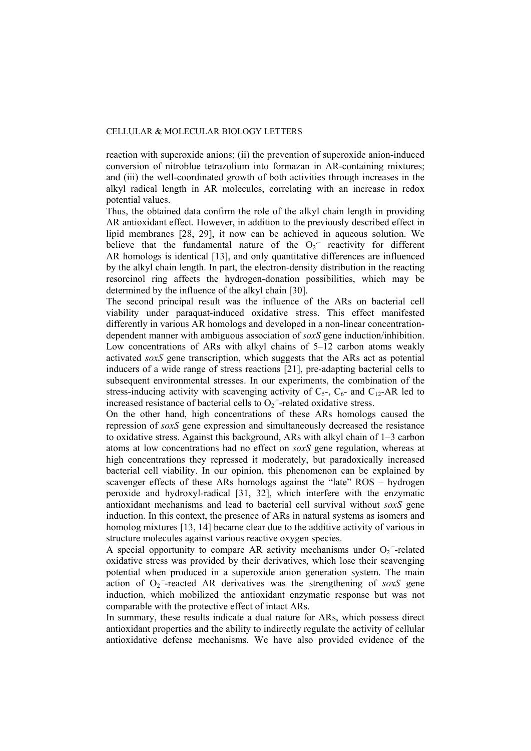reaction with superoxide anions; (ii) the prevention of superoxide anion-induced conversion of nitroblue tetrazolium into formazan in AR-containing mixtures; and (iii) the well-coordinated growth of both activities through increases in the alkyl radical length in AR molecules, correlating with an increase in redox potential values.

Thus, the obtained data confirm the role of the alkyl chain length in providing AR antioxidant effect. However, in addition to the previously described effect in lipid membranes [28, 29], it now can be achieved in aqueous solution. We believe that the fundamental nature of the $O_2^{\cdot-}$ reactivity for different AR homologs is identical [13], and only quantitative differences are influenced by the alkyl chain length. In part, the electron-density distribution in the reacting resorcinol ring affects the hydrogen-donation possibilities, which may be determined by the influence of the alkyl chain [30].

The second principal result was the influence of the ARs on bacterial cell viability under paraquat-induced oxidative stress. This effect manifested differently in various AR homologs and developed in a non-linear concentration-dependent manner with ambiguous association of *soxS* gene induction/inhibition. Low concentrations of ARs with alkyl chains of 5–12 carbon atoms weakly activated *soxS* gene transcription, which suggests that the ARs act as potential inducers of a wide range of stress reactions [21], pre-adapting bacterial cells to subsequent environmental stresses. In our experiments, the combination of the stress-inducing activity with scavenging activity of $C_5$-, $C_6$- and $C_{12}$-AR led to increased resistance of bacterial cells to $O_2^{\cdot-}$-related oxidative stress.

On the other hand, high concentrations of these ARs homologs caused the repression of *soxS* gene expression and simultaneously decreased the resistance to oxidative stress. Against this background, ARs with alkyl chain of 1–3 carbon atoms at low concentrations had no effect on *soxS* gene regulation, whereas at high concentrations they repressed it moderately, but paradoxically increased bacterial cell viability. In our opinion, this phenomenon can be explained by scavenger effects of these ARs homologs against the "late" ROS – hydrogen peroxide and hydroxyl-radical [31, 32], which interfere with the enzymatic antioxidant mechanisms and lead to bacterial cell survival without *soxS* gene induction. In this context, the presence of ARs in natural systems as isomers and homolog mixtures [13, 14] became clear due to the additive activity of various in structure molecules against various reactive oxygen species.

A special opportunity to compare AR activity mechanisms under $O_2^{\cdot-}$-related oxidative stress was provided by their derivatives, which lose their scavenging potential when produced in a superoxide anion generation system. The main action of $O_2^{\cdot-}$-reacted AR derivatives was the strengthening of *soxS* gene induction, which mobilized the antioxidant enzymatic response but was not comparable with the protective effect of intact ARs.

In summary, these results indicate a dual nature for ARs, which possess direct antioxidant properties and the ability to indirectly regulate the activity of cellular antioxidative defense mechanisms. We have also provided evidence of the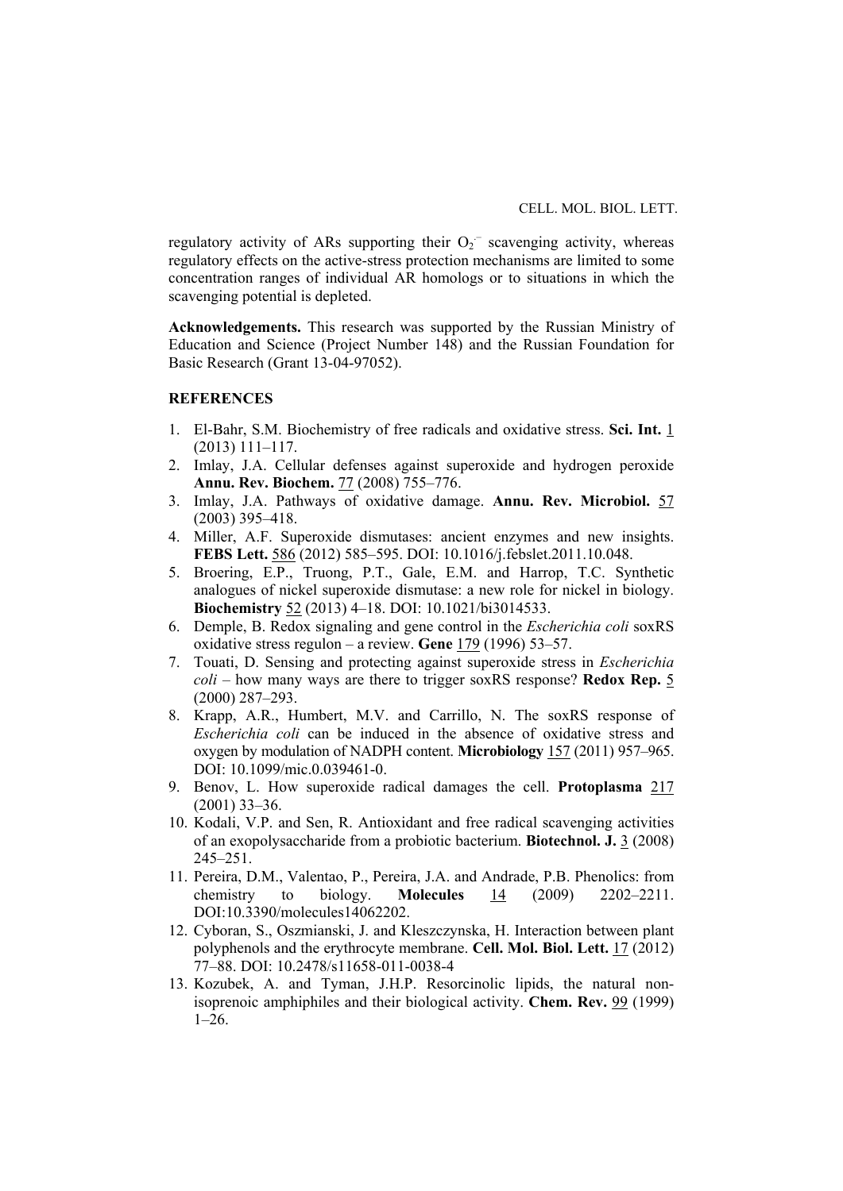regulatory activity of ARs supporting their $O_2^{\cdot-}$ scavenging activity, whereas regulatory effects on the active-stress protection mechanisms are limited to some concentration ranges of individual AR homologs or to situations in which the scavenging potential is depleted.

**Acknowledgements.** This research was supported by the Russian Ministry of Education and Science (Project Number 148) and the Russian Foundation for Basic Research (Grant 13-04-97052).

## REFERENCES

1. El-Bahr, S.M. Biochemistry of free radicals and oxidative stress. **Sci. Int.** 1 (2013) 111–117.
2. Imlay, J.A. Cellular defenses against superoxide and hydrogen peroxide **Annu. Rev. Biochem.** 77 (2008) 755–776.
3. Imlay, J.A. Pathways of oxidative damage. **Annu. Rev. Microbiol.** 57 (2003) 395–418.
4. Miller, A.F. Superoxide dismutases: ancient enzymes and new insights. **FEBS Lett.** 586 (2012) 585–595. DOI: 10.1016/j.febslet.2011.10.048.
5. Broering, E.P., Truong, P.T., Gale, E.M. and Harrop, T.C. Synthetic analogues of nickel superoxide dismutase: a new role for nickel in biology. **Biochemistry** 52 (2013) 4–18. DOI: 10.1021/bi3014533.
6. Demple, B. Redox signaling and gene control in the *Escherichia coli* soxRS oxidative stress regulon – a review. **Gene** 179 (1996) 53–57.
7. Touati, D. Sensing and protecting against superoxide stress in *Escherichia coli* – how many ways are there to trigger soxRS response? **Redox Rep.** 5 (2000) 287–293.
8. Krapp, A.R., Humbert, M.V. and Carrillo, N. The soxRS response of *Escherichia coli* can be induced in the absence of oxidative stress and oxygen by modulation of NADPH content. **Microbiology** 157 (2011) 957–965. DOI: 10.1099/mic.0.039461-0.
9. Benov, L. How superoxide radical damages the cell. **Protoplasma** 217 (2001) 33–36.
10. Kodali, V.P. and Sen, R. Antioxidant and free radical scavenging activities of an exopolysaccharide from a probiotic bacterium. **Biotechnol. J.** 3 (2008) 245–251.
11. Pereira, D.M., Valentao, P., Pereira, J.A. and Andrade, P.B. Phenolics: from chemistry to biology. **Molecules** 14 (2009) 2202–2211. DOI:10.3390/molecules14062202.
12. Cyboran, S., Oszmianski, J. and Kleszczynska, H. Interaction between plant polyphenols and the erythrocyte membrane. **Cell. Mol. Biol. Lett.** 17 (2012) 77–88. DOI: 10.2478/s11658-011-0038-4
13. Kozubek, A. and Tyman, J.H.P. Resorcinolic lipids, the natural non-isoprenoic amphiphiles and their biological activity. **Chem. Rev.** 99 (1999) 1–26.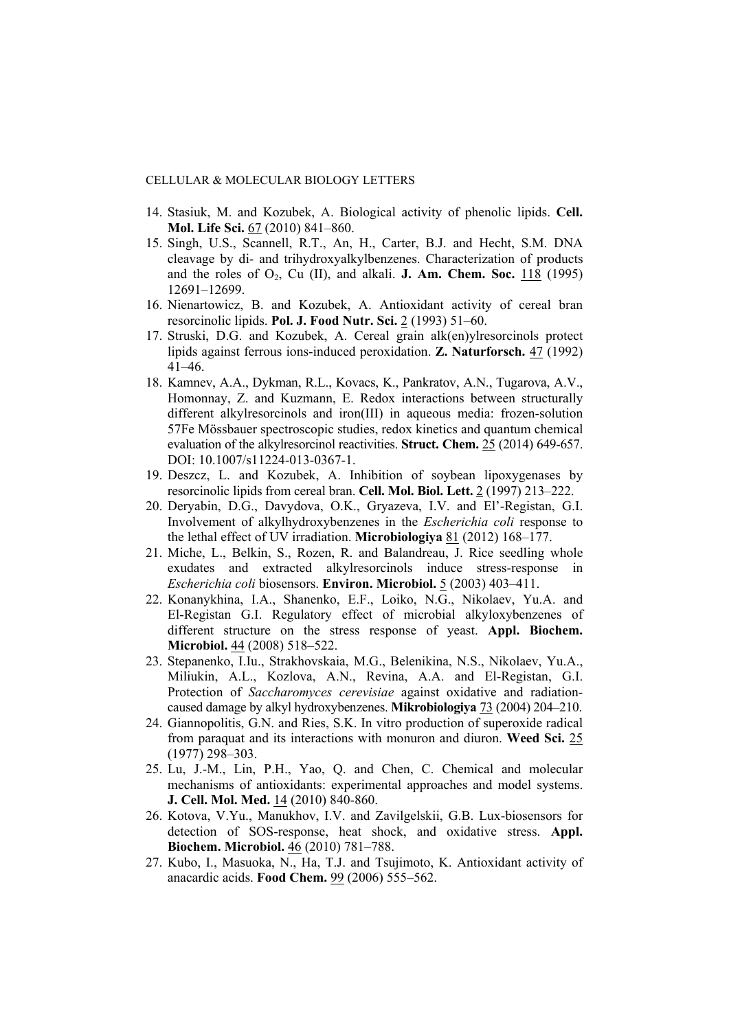14. Stasiuk, M. and Kozubek, A. Biological activity of phenolic lipids. **Cell. Mol. Life Sci.** 67 (2010) 841–860.
15. Singh, U.S., Scannell, R.T., An, H., Carter, B.J. and Hecht, S.M. DNA cleavage by di- and trihydroxyalkylbenzenes. Characterization of products and the roles of $O_2$, Cu (II), and alkali. **J. Am. Chem. Soc.** 118 (1995) 12691–12699.
16. Nienartowicz, B. and Kozubek, A. Antioxidant activity of cereal bran resorcinolic lipids. **Pol. J. Food Nutr. Sci.** 2 (1993) 51–60.
17. Struski, D.G. and Kozubek, A. Cereal grain alk(en)ylresorcinols protect lipids against ferrous ions-induced peroxidation. **Z. Naturforsch.** 47 (1992) 41–46.
18. Kamnev, A.A., Dykman, R.L., Kovacs, K., Pankratov, A.N., Tugarova, A.V., Homonnay, Z. and Kuzmann, E. Redox interactions between structurally different alkylresorcinols and iron(III) in aqueous media: frozen-solution 57Fe Mössbauer spectroscopic studies, redox kinetics and quantum chemical evaluation of the alkylresorcinol reactivities. **Struct. Chem.** 25 (2014) 649-657. DOI: 10.1007/s11224-013-0367-1.
19. Deszcz, L. and Kozubek, A. Inhibition of soybean lipoxygenases by resorcinolic lipids from cereal bran. **Cell. Mol. Biol. Lett.** 2 (1997) 213–222.
20. Deryabin, D.G., Davydova, O.K., Gryazeva, I.V. and El'-Registan, G.I. Involvement of alkylhydroxybenzenes in the *Escherichia coli* response to the lethal effect of UV irradiation. **Microbiologiya** 81 (2012) 168–177.
21. Miche, L., Belkin, S., Rozen, R. and Balandreau, J. Rice seedling whole exudates and extracted alkylresorcinols induce stress-response in *Escherichia coli* biosensors. **Environ. Microbiol.** 5 (2003) 403–411.
22. Konanykhina, I.A., Shanenko, E.F., Loiko, N.G., Nikolaev, Yu.A. and El-Registan G.I. Regulatory effect of microbial alkyloxybenzenes of different structure on the stress response of yeast. **Appl. Biochem. Microbiol.** 44 (2008) 518–522.
23. Stepanenko, I.Iu., Strakhovskaia, M.G., Belenikina, N.S., Nikolaev, Yu.A., Miliukin, A.L., Kozlova, A.N., Revina, A.A. and El-Registan, G.I. Protection of *Saccharomyces cerevisiae* against oxidative and radiation-caused damage by alkyl hydroxybenzenes. **Mikrobiologiya** 73 (2004) 204–210.
24. Giannopolitis, G.N. and Ries, S.K. In vitro production of superoxide radical from paraquat and its interactions with monuron and diuron. **Weed Sci.** 25 (1977) 298–303.
25. Lu, J.-M., Lin, P.H., Yao, Q. and Chen, C. Chemical and molecular mechanisms of antioxidants: experimental approaches and model systems. **J. Cell. Mol. Med.** 14 (2010) 840-860.
26. Kotova, V.Yu., Manukhov, I.V. and Zavilgelskii, G.B. Lux-biosensors for detection of SOS-response, heat shock, and oxidative stress. **Appl. Biochem. Microbiol.** 46 (2010) 781–788.
27. Kubo, I., Masuoka, N., Ha, T.J. and Tsujimoto, K. Antioxidant activity of anacardic acids. **Food Chem.** 99 (2006) 555–562.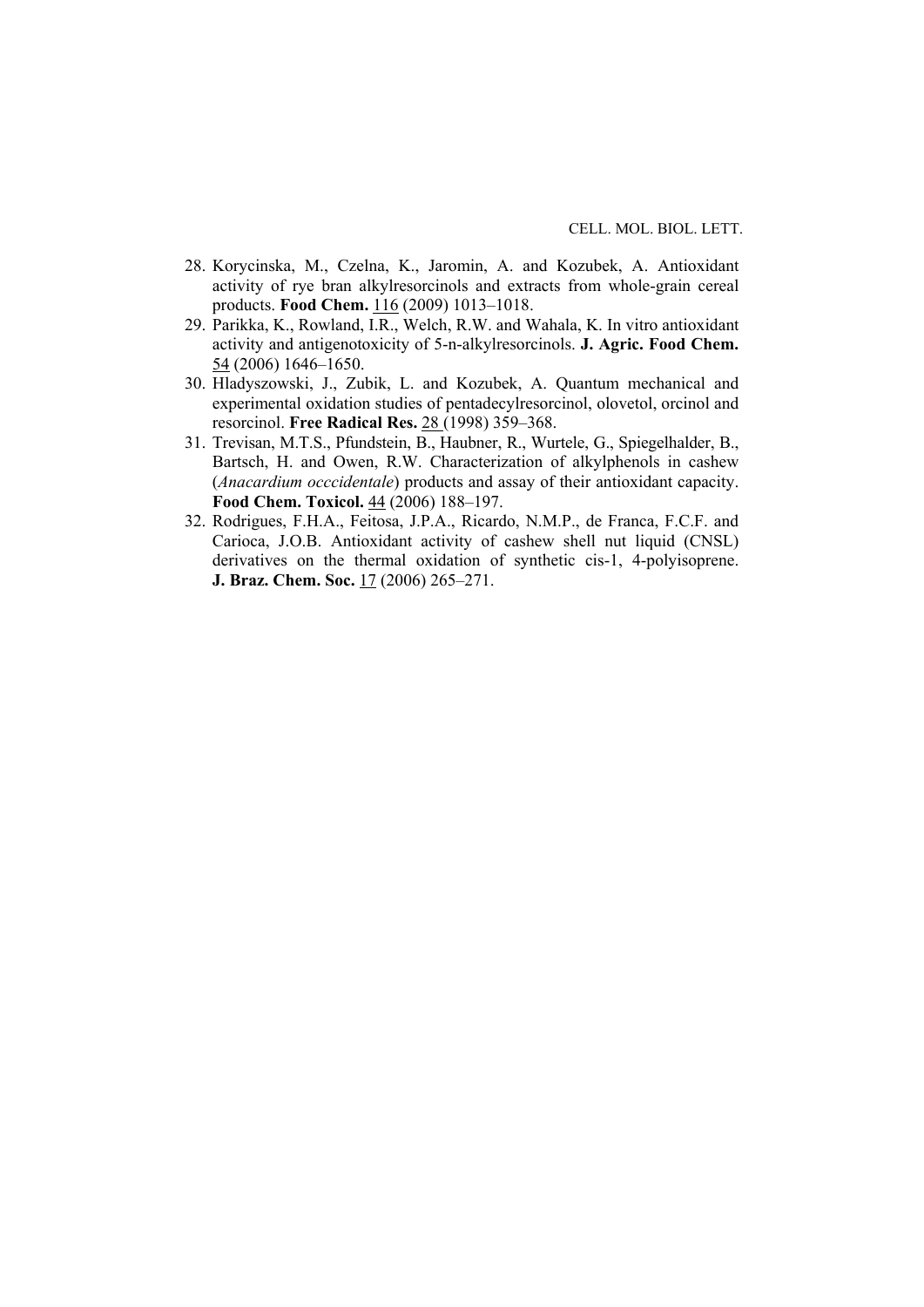28. Korycinska, M., Czelna, K., Jaromin, A. and Kozubek, A. Antioxidant activity of rye bran alkylresorcinols and extracts from whole-grain cereal products. **Food Chem.** 116 (2009) 1013–1018.
29. Parikka, K., Rowland, I.R., Welch, R.W. and Wahala, K. In vitro antioxidant activity and antigenotoxicity of 5-n-alkylresorcinols. **J. Agric. Food Chem.** 54 (2006) 1646–1650.
30. Hladyszowski, J., Zubik, L. and Kozubek, A. Quantum mechanical and experimental oxidation studies of pentadecylresorcinol, olovetol, orcinol and resorcinol. **Free Radical Res.** 28 (1998) 359–368.
31. Trevisan, M.T.S., Pfundstein, B., Haubner, R., Wurtele, G., Spiegelhalder, B., Bartsch, H. and Owen, R.W. Characterization of alkylphenols in cashew (*Anacardium occcidentale*) products and assay of their antioxidant capacity. **Food Chem. Toxicol.** 44 (2006) 188–197.
32. Rodrigues, F.H.A., Feitosa, J.P.A., Ricardo, N.M.P., de Franca, F.C.F. and Carioca, J.O.B. Antioxidant activity of cashew shell nut liquid (CNSL) derivatives on the thermal oxidation of synthetic cis-1, 4-polyisoprene. **J. Braz. Chem. Soc.** 17 (2006) 265–271.